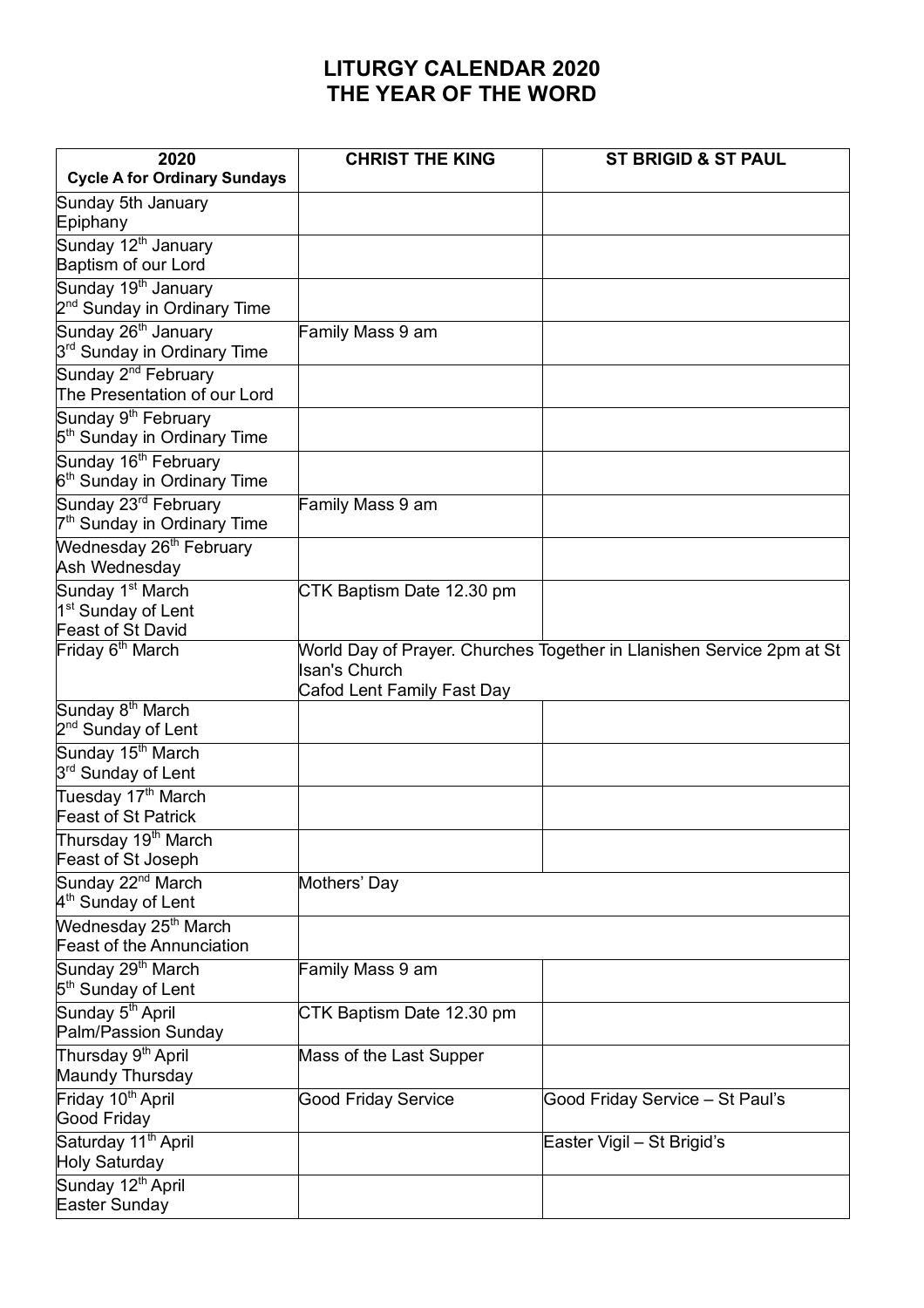# LITURGY CALENDAR 2020
# THE YEAR OF THE WORD

| 2020<br>Cycle A for Ordinary Sundays | CHRIST THE KING | ST BRIGID & ST PAUL |
|---|---|---|
| Sunday 5th January<br>Epiphany | | |
| Sunday 12th January<br>Baptism of our Lord | | |
| Sunday 19th January<br>2nd Sunday in Ordinary Time | | |
| Sunday 26th January<br>3rd Sunday in Ordinary Time | Family Mass 9 am | |
| Sunday 2nd February<br>The Presentation of our Lord | | |
| Sunday 9th February<br>5th Sunday in Ordinary Time | | |
| Sunday 16th February<br>6th Sunday in Ordinary Time | | |
| Sunday 23rd February<br>7th Sunday in Ordinary Time | Family Mass 9 am | |
| Wednesday 26th February<br>Ash Wednesday | | |
| Sunday 1st March<br>1st Sunday of Lent<br>Feast of St David | CTK Baptism Date 12.30 pm | |
| Friday 6th March | World Day of Prayer. Churches Together in Llanishen Service 2pm at St Isan's Church<br>Cafod Lent Family Fast Day | |
| Sunday 8th March<br>2nd Sunday of Lent | | |
| Sunday 15th March<br>3rd Sunday of Lent | | |
| Tuesday 17th March<br>Feast of St Patrick | | |
| Thursday 19th March<br>Feast of St Joseph | | |
| Sunday 22nd March<br>4th Sunday of Lent | Mothers' Day | |
| Wednesday 25th March<br>Feast of the Annunciation | | |
| Sunday 29th March<br>5th Sunday of Lent | Family Mass 9 am | |
| Sunday 5th April<br>Palm/Passion Sunday | CTK Baptism Date 12.30 pm | |
| Thursday 9th April<br>Maundy Thursday | Mass of the Last Supper | |
| Friday 10th April<br>Good Friday | Good Friday Service | Good Friday Service – St Paul's |
| Saturday 11th April<br>Holy Saturday | | Easter Vigil – St Brigid's |
| Sunday 12th April<br>Easter Sunday | | |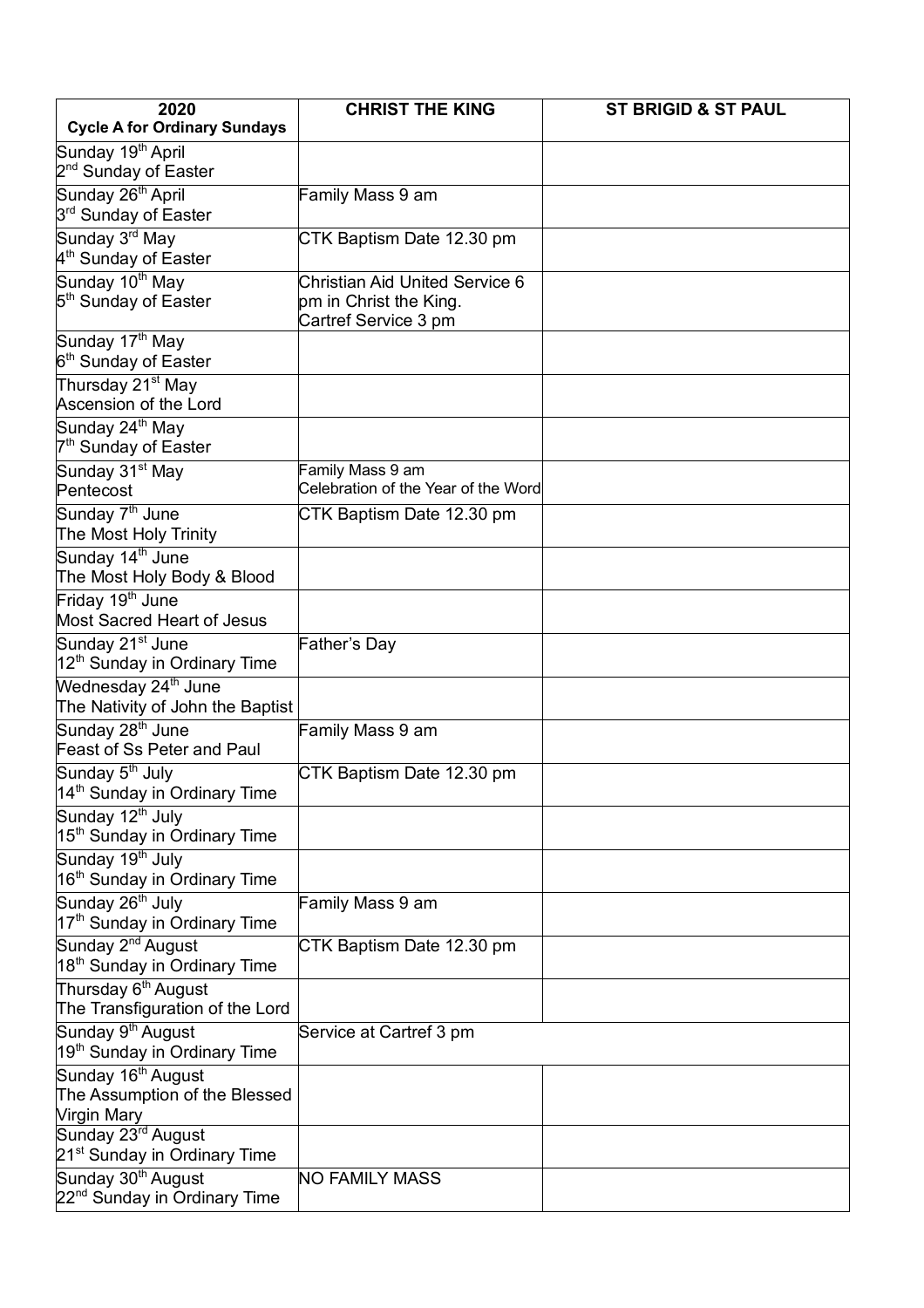| 2020<br>Cycle A for Ordinary Sundays | CHRIST THE KING | ST BRIGID & ST PAUL |
|---|---|---|
| Sunday 19th April<br>2nd Sunday of Easter | | |
| Sunday 26th April<br>3rd Sunday of Easter | Family Mass 9 am | |
| Sunday 3rd May<br>4th Sunday of Easter | CTK Baptism Date 12.30 pm | |
| Sunday 10th May<br>5th Sunday of Easter | Christian Aid United Service 6 pm in Christ the King.<br>Cartref Service 3 pm | |
| Sunday 17th May<br>6th Sunday of Easter | | |
| Thursday 21st May<br>Ascension of the Lord | | |
| Sunday 24th May<br>7th Sunday of Easter | | |
| Sunday 31st May<br>Pentecost | Family Mass 9 am<br>Celebration of the Year of the Word | |
| Sunday 7th June<br>The Most Holy Trinity | CTK Baptism Date 12.30 pm | |
| Sunday 14th June<br>The Most Holy Body & Blood | | |
| Friday 19th June<br>Most Sacred Heart of Jesus | | |
| Sunday 21st June<br>12th Sunday in Ordinary Time | Father's Day | |
| Wednesday 24th June<br>The Nativity of John the Baptist | | |
| Sunday 28th June<br>Feast of Ss Peter and Paul | Family Mass 9 am | |
| Sunday 5th July<br>14th Sunday in Ordinary Time | CTK Baptism Date 12.30 pm | |
| Sunday 12th July<br>15th Sunday in Ordinary Time | | |
| Sunday 19th July<br>16th Sunday in Ordinary Time | | |
| Sunday 26th July<br>17th Sunday in Ordinary Time | Family Mass 9 am | |
| Sunday 2nd August<br>18th Sunday in Ordinary Time | CTK Baptism Date 12.30 pm | |
| Thursday 6th August<br>The Transfiguration of the Lord | | |
| Sunday 9th August<br>19th Sunday in Ordinary Time | Service at Cartref 3 pm | |
| Sunday 16th August<br>The Assumption of the Blessed Virgin Mary | | |
| Sunday 23rd August<br>21st Sunday in Ordinary Time | | |
| Sunday 30th August<br>22nd Sunday in Ordinary Time | NO FAMILY MASS | |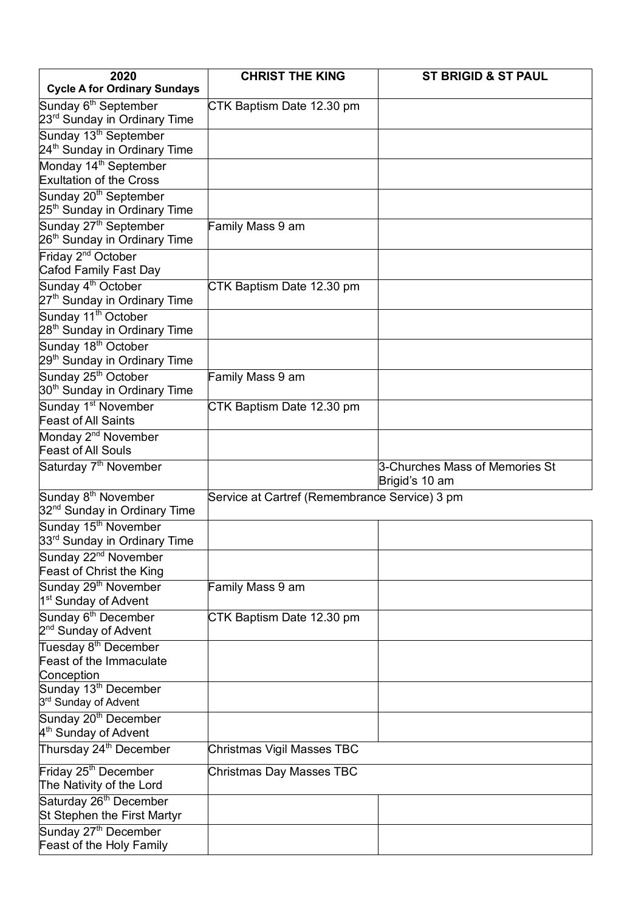| 2020<br>Cycle A for Ordinary Sundays | CHRIST THE KING | ST BRIGID & ST PAUL |
|---|---|---|
| Sunday 6th September<br>23rd Sunday in Ordinary Time | CTK Baptism Date 12.30 pm | |
| Sunday 13th September<br>24th Sunday in Ordinary Time | | |
| Monday 14th September<br>Exultation of the Cross | | |
| Sunday 20th September<br>25th Sunday in Ordinary Time | | |
| Sunday 27th September<br>26th Sunday in Ordinary Time | Family Mass 9 am | |
| Friday 2nd October<br>Cafod Family Fast Day | | |
| Sunday 4th October<br>27th Sunday in Ordinary Time | CTK Baptism Date 12.30 pm | |
| Sunday 11th October<br>28th Sunday in Ordinary Time | | |
| Sunday 18th October<br>29th Sunday in Ordinary Time | | |
| Sunday 25th October<br>30th Sunday in Ordinary Time | Family Mass 9 am | |
| Sunday 1st November<br>Feast of All Saints | CTK Baptism Date 12.30 pm | |
| Monday 2nd November<br>Feast of All Souls | | |
| Saturday 7th November | | 3-Churches Mass of Memories St Brigid's 10 am |
| Sunday 8th November<br>32nd Sunday in Ordinary Time | Service at Cartref (Remembrance Service) 3 pm | |
| Sunday 15th November<br>33rd Sunday in Ordinary Time | | |
| Sunday 22nd November<br>Feast of Christ the King | | |
| Sunday 29th November<br>1st Sunday of Advent | Family Mass 9 am | |
| Sunday 6th December<br>2nd Sunday of Advent | CTK Baptism Date 12.30 pm | |
| Tuesday 8th December<br>Feast of the Immaculate Conception | | |
| Sunday 13th December<br>3rd Sunday of Advent | | |
| Sunday 20th December<br>4th Sunday of Advent | | |
| Thursday 24th December | Christmas Vigil Masses TBC | |
| Friday 25th December<br>The Nativity of the Lord | Christmas Day Masses TBC | |
| Saturday 26th December<br>St Stephen the First Martyr | | |
| Sunday 27th December<br>Feast of the Holy Family | | |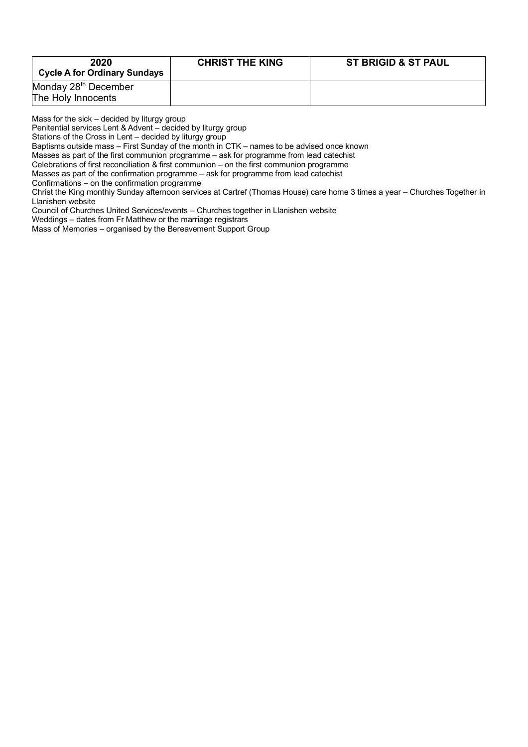| 2020 Cycle A for Ordinary Sundays | CHRIST THE KING | ST BRIGID & ST PAUL |
|---|---|---|
| Monday 28th December The Holy Innocents | | |

Mass for the sick – decided by liturgy group
Penitential services Lent & Advent – decided by liturgy group
Stations of the Cross in Lent – decided by liturgy group
Baptisms outside mass – First Sunday of the month in CTK – names to be advised once known
Masses as part of the first communion programme – ask for programme from lead catechist
Celebrations of first reconciliation & first communion – on the first communion programme
Masses as part of the confirmation programme – ask for programme from lead catechist
Confirmations – on the confirmation programme
Christ the King monthly Sunday afternoon services at Cartref (Thomas House) care home 3 times a year – Churches Together in Llanishen website
Council of Churches United Services/events – Churches together in Llanishen website
Weddings – dates from Fr Matthew or the marriage registrars
Mass of Memories – organised by the Bereavement Support Group